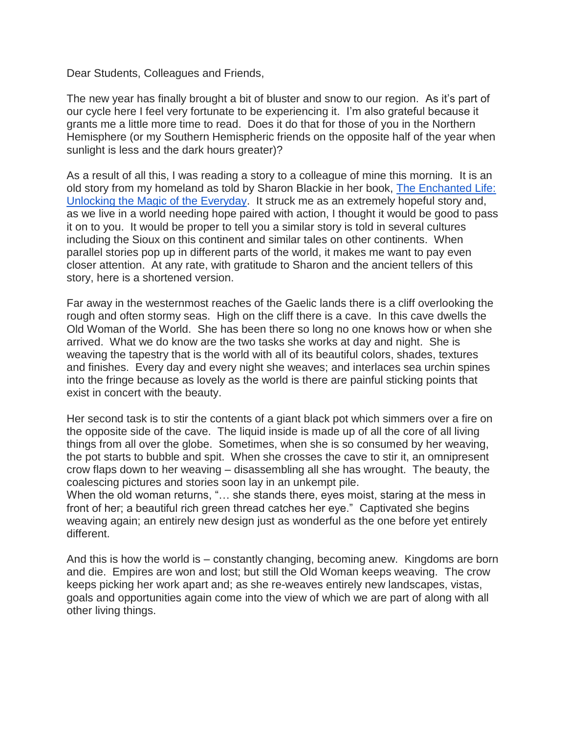Dear Students, Colleagues and Friends,

The new year has finally brought a bit of bluster and snow to our region. As it's part of our cycle here I feel very fortunate to be experiencing it. I'm also grateful because it grants me a little more time to read. Does it do that for those of you in the Northern Hemisphere (or my Southern Hemispheric friends on the opposite half of the year when sunlight is less and the dark hours greater)?

As a result of all this, I was reading a story to a colleague of mine this morning. It is an old story from my homeland as told by Sharon Blackie in her book, [The Enchanted Life: Unlocking the Magic of the Everyday]. It struck me as an extremely hopeful story and, as we live in a world needing hope paired with action, I thought it would be good to pass it on to you. It would be proper to tell you a similar story is told in several cultures including the Sioux on this continent and similar tales on other continents. When parallel stories pop up in different parts of the world, it makes me want to pay even closer attention. At any rate, with gratitude to Sharon and the ancient tellers of this story, here is a shortened version.

Far away in the westernmost reaches of the Gaelic lands there is a cliff overlooking the rough and often stormy seas. High on the cliff there is a cave. In this cave dwells the Old Woman of the World. She has been there so long no one knows how or when she arrived. What we do know are the two tasks she works at day and night. She is weaving the tapestry that is the world with all of its beautiful colors, shades, textures and finishes. Every day and every night she weaves; and interlaces sea urchin spines into the fringe because as lovely as the world is there are painful sticking points that exist in concert with the beauty.

Her second task is to stir the contents of a giant black pot which simmers over a fire on the opposite side of the cave. The liquid inside is made up of all the core of all living things from all over the globe. Sometimes, when she is so consumed by her weaving, the pot starts to bubble and spit. When she crosses the cave to stir it, an omnipresent crow flaps down to her weaving – disassembling all she has wrought. The beauty, the coalescing pictures and stories soon lay in an unkempt pile.
When the old woman returns, "… she stands there, eyes moist, staring at the mess in front of her; a beautiful rich green thread catches her eye." Captivated she begins weaving again; an entirely new design just as wonderful as the one before yet entirely different.

And this is how the world is – constantly changing, becoming anew. Kingdoms are born and die. Empires are won and lost; but still the Old Woman keeps weaving. The crow keeps picking her work apart and; as she re-weaves entirely new landscapes, vistas, goals and opportunities again come into the view of which we are part of along with all other living things.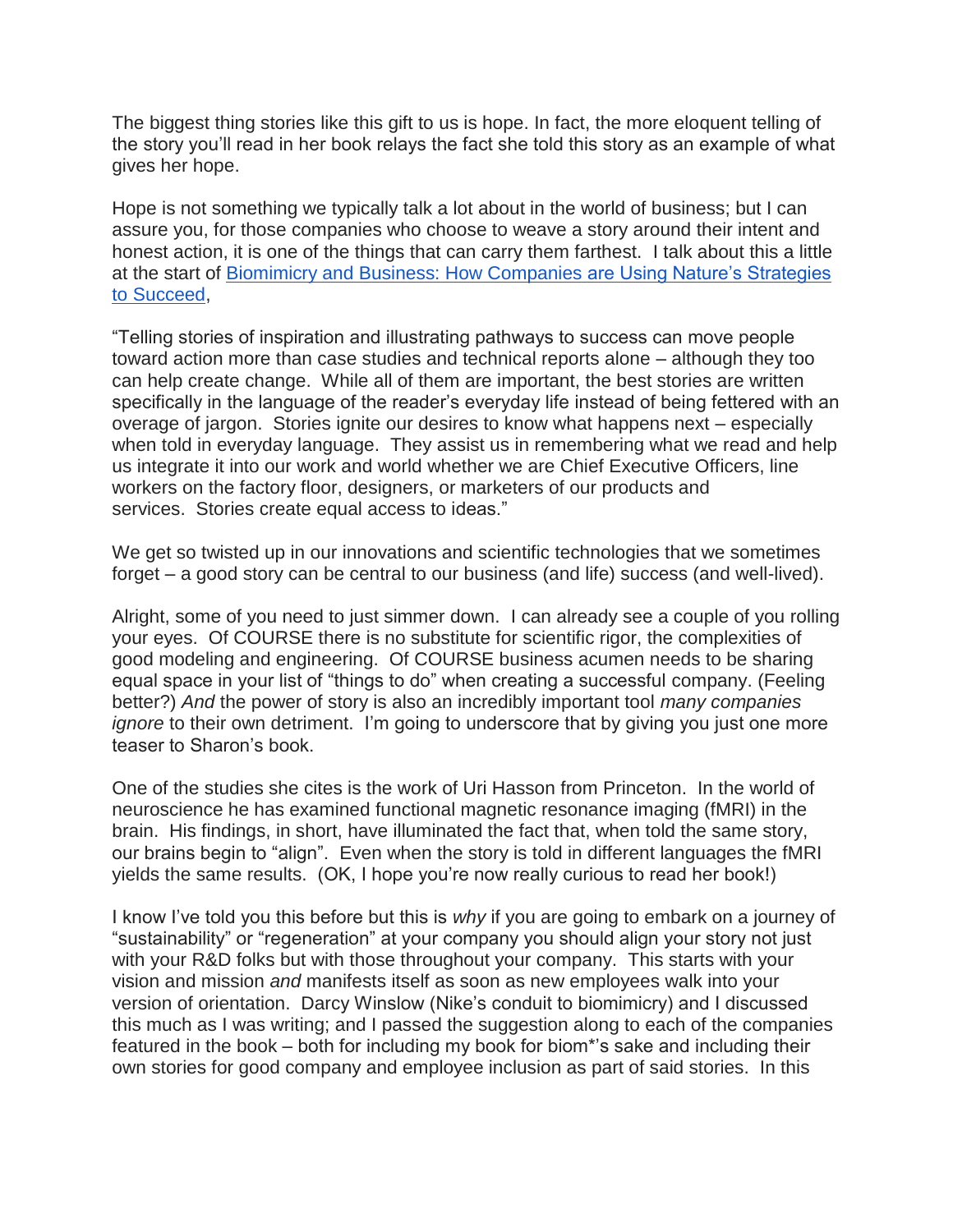The biggest thing stories like this gift to us is hope. In fact, the more eloquent telling of the story you'll read in her book relays the fact she told this story as an example of what gives her hope.

Hope is not something we typically talk a lot about in the world of business; but I can assure you, for those companies who choose to weave a story around their intent and honest action, it is one of the things that can carry them farthest. I talk about this a little at the start of [Biomimicry and Business: How Companies are Using Nature's Strategies to Succeed](),

"Telling stories of inspiration and illustrating pathways to success can move people toward action more than case studies and technical reports alone – although they too can help create change. While all of them are important, the best stories are written specifically in the language of the reader's everyday life instead of being fettered with an overage of jargon. Stories ignite our desires to know what happens next – especially when told in everyday language. They assist us in remembering what we read and help us integrate it into our work and world whether we are Chief Executive Officers, line workers on the factory floor, designers, or marketers of our products and services. Stories create equal access to ideas."

We get so twisted up in our innovations and scientific technologies that we sometimes forget – a good story can be central to our business (and life) success (and well-lived).

Alright, some of you need to just simmer down. I can already see a couple of you rolling your eyes. Of COURSE there is no substitute for scientific rigor, the complexities of good modeling and engineering. Of COURSE business acumen needs to be sharing equal space in your list of "things to do" when creating a successful company. (Feeling better?) *And* the power of story is also an incredibly important tool *many companies ignore* to their own detriment. I'm going to underscore that by giving you just one more teaser to Sharon's book.

One of the studies she cites is the work of Uri Hasson from Princeton. In the world of neuroscience he has examined functional magnetic resonance imaging (fMRI) in the brain. His findings, in short, have illuminated the fact that, when told the same story, our brains begin to "align". Even when the story is told in different languages the fMRI yields the same results. (OK, I hope you're now really curious to read her book!)

I know I've told you this before but this is *why* if you are going to embark on a journey of "sustainability" or "regeneration" at your company you should align your story not just with your R&D folks but with those throughout your company. This starts with your vision and mission *and* manifests itself as soon as new employees walk into your version of orientation. Darcy Winslow (Nike's conduit to biomimicry) and I discussed this much as I was writing; and I passed the suggestion along to each of the companies featured in the book – both for including my book for biom*'s sake and including their own stories for good company and employee inclusion as part of said stories. In this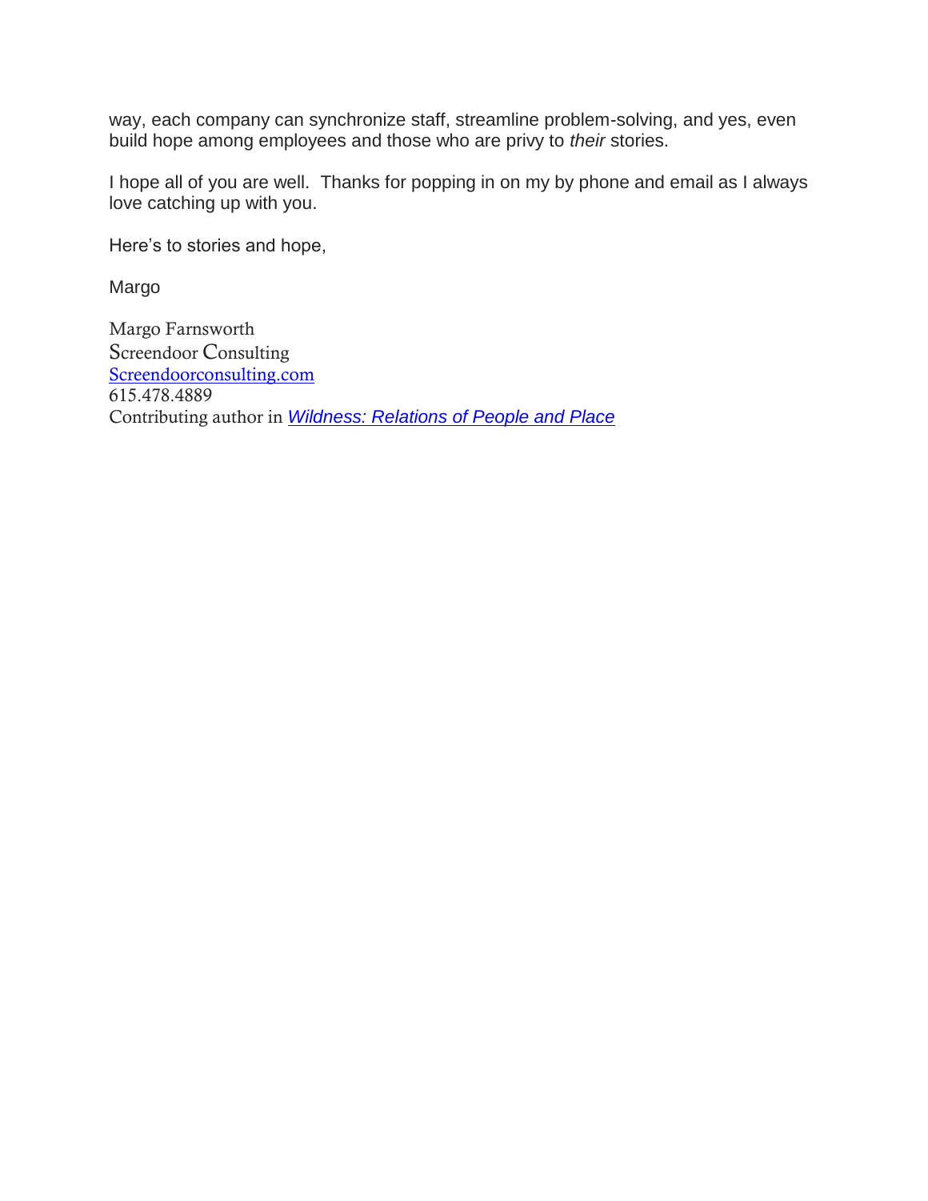way, each company can synchronize staff, streamline problem-solving, and yes, even build hope among employees and those who are privy to *their* stories.

I hope all of you are well. Thanks for popping in on my by phone and email as I always love catching up with you.

Here's to stories and hope,

Margo

Margo Farnsworth
Screendoor Consulting
Screendoorconsulting.com
615.478.4889
Contributing author in *Wildness: Relations of People and Place*